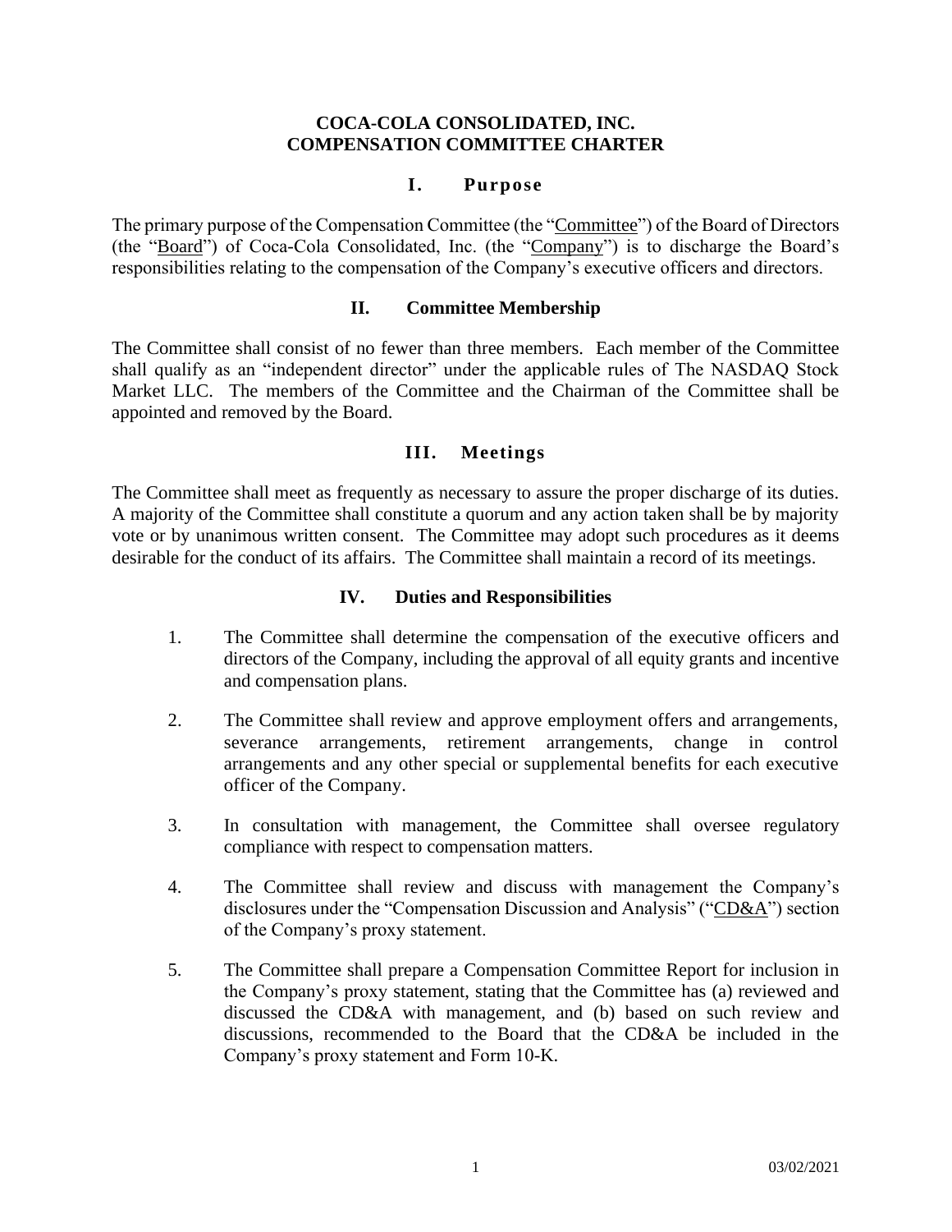# COCA-COLA CONSOLIDATED, INC.
# COMPENSATION COMMITTEE CHARTER

## I. Purpose

The primary purpose of the Compensation Committee (the "Committee") of the Board of Directors (the "Board") of Coca-Cola Consolidated, Inc. (the "Company") is to discharge the Board's responsibilities relating to the compensation of the Company's executive officers and directors.

## II. Committee Membership

The Committee shall consist of no fewer than three members. Each member of the Committee shall qualify as an "independent director" under the applicable rules of The NASDAQ Stock Market LLC. The members of the Committee and the Chairman of the Committee shall be appointed and removed by the Board.

## III. Meetings

The Committee shall meet as frequently as necessary to assure the proper discharge of its duties. A majority of the Committee shall constitute a quorum and any action taken shall be by majority vote or by unanimous written consent. The Committee may adopt such procedures as it deems desirable for the conduct of its affairs. The Committee shall maintain a record of its meetings.

## IV. Duties and Responsibilities

1. The Committee shall determine the compensation of the executive officers and directors of the Company, including the approval of all equity grants and incentive and compensation plans.

2. The Committee shall review and approve employment offers and arrangements, severance arrangements, retirement arrangements, change in control arrangements and any other special or supplemental benefits for each executive officer of the Company.

3. In consultation with management, the Committee shall oversee regulatory compliance with respect to compensation matters.

4. The Committee shall review and discuss with management the Company's disclosures under the "Compensation Discussion and Analysis" ("CD&A") section of the Company's proxy statement.

5. The Committee shall prepare a Compensation Committee Report for inclusion in the Company's proxy statement, stating that the Committee has (a) reviewed and discussed the CD&A with management, and (b) based on such review and discussions, recommended to the Board that the CD&A be included in the Company's proxy statement and Form 10-K.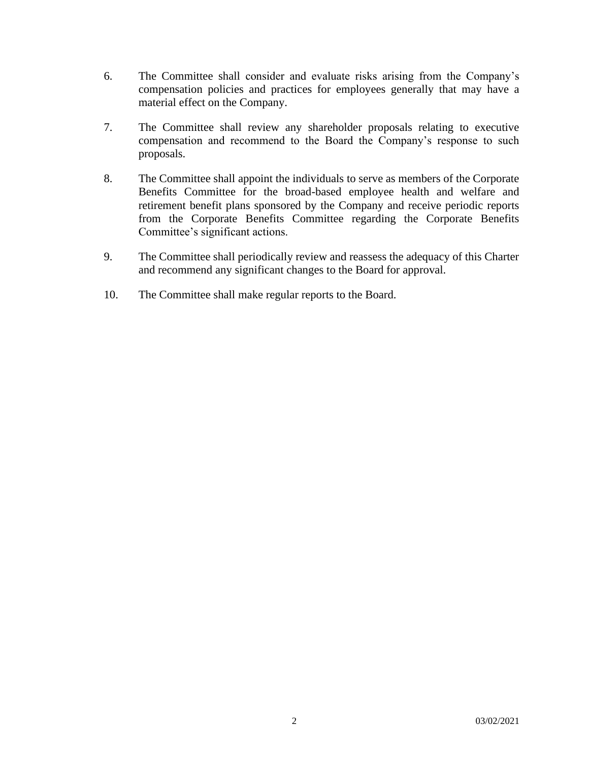6. The Committee shall consider and evaluate risks arising from the Company's compensation policies and practices for employees generally that may have a material effect on the Company.

7. The Committee shall review any shareholder proposals relating to executive compensation and recommend to the Board the Company's response to such proposals.

8. The Committee shall appoint the individuals to serve as members of the Corporate Benefits Committee for the broad-based employee health and welfare and retirement benefit plans sponsored by the Company and receive periodic reports from the Corporate Benefits Committee regarding the Corporate Benefits Committee's significant actions.

9. The Committee shall periodically review and reassess the adequacy of this Charter and recommend any significant changes to the Board for approval.

10. The Committee shall make regular reports to the Board.